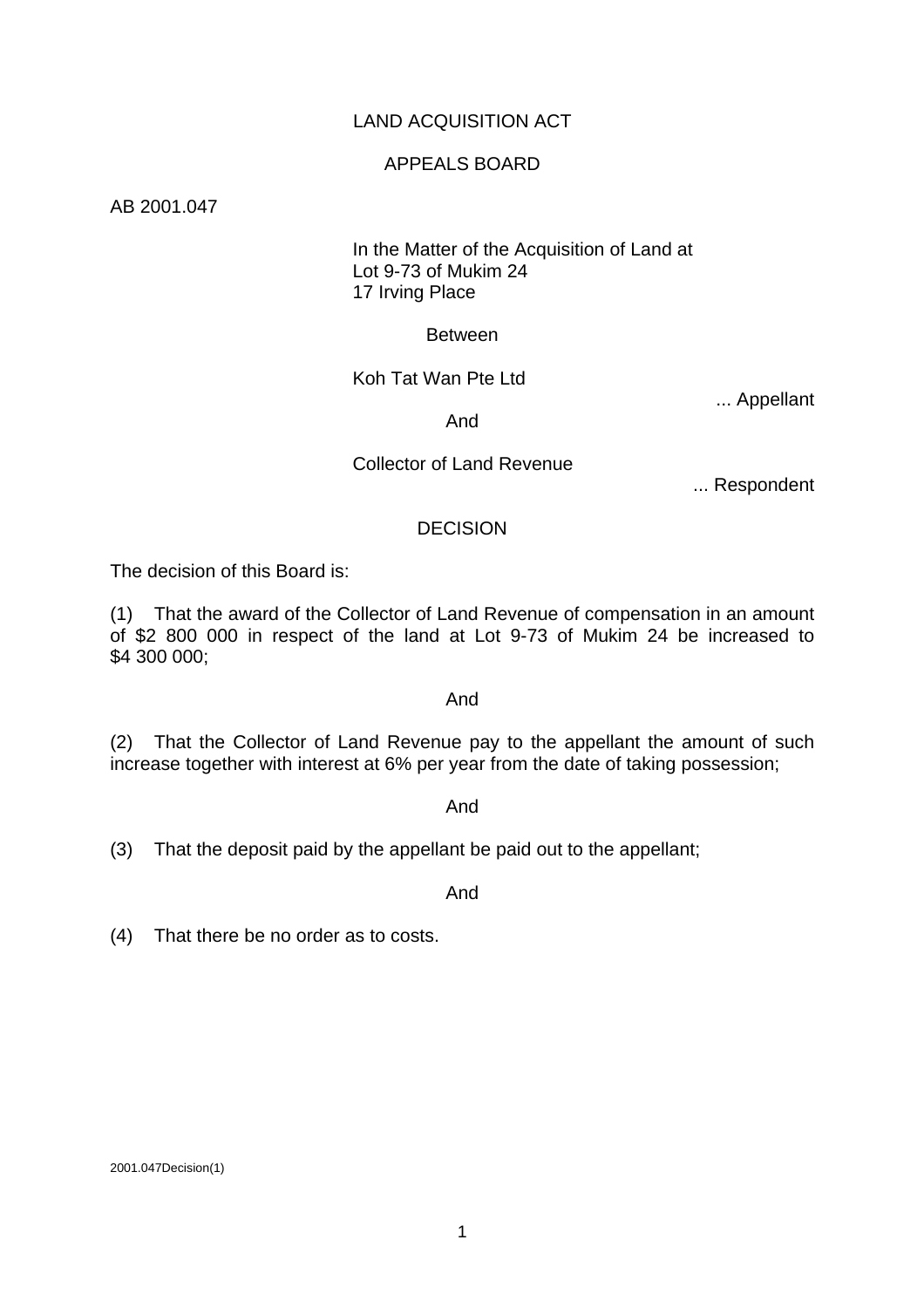LAND ACQUISITION ACT

APPEALS BOARD

AB 2001.047

In the Matter of the Acquisition of Land at
Lot 9-73 of Mukim 24
17 Irving Place

Between

Koh Tat Wan Pte Ltd

... Appellant

And

Collector of Land Revenue

... Respondent

DECISION

The decision of this Board is:

(1) That the award of the Collector of Land Revenue of compensation in an amount of $2 800 000 in respect of the land at Lot 9-73 of Mukim 24 be increased to $4 300 000;

And

(2) That the Collector of Land Revenue pay to the appellant the amount of such increase together with interest at 6% per year from the date of taking possession;

And

(3) That the deposit paid by the appellant be paid out to the appellant;

And

(4) That there be no order as to costs.

2001.047Decision(1)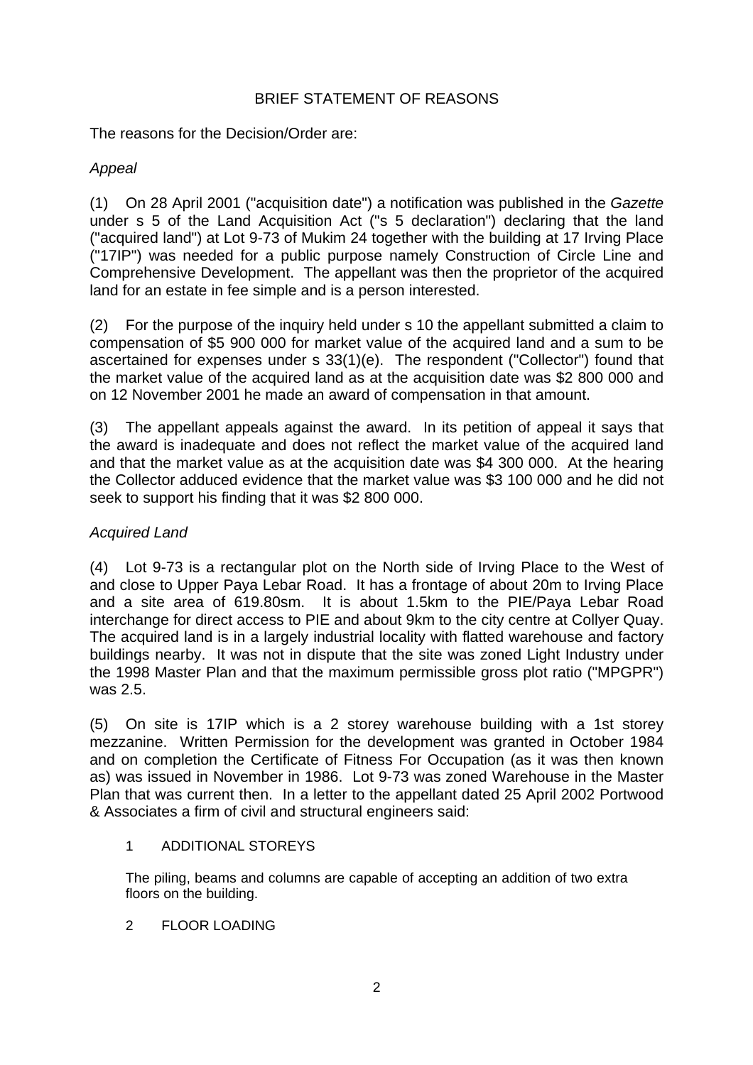BRIEF STATEMENT OF REASONS

The reasons for the Decision/Order are:

*Appeal*

(1) On 28 April 2001 ("acquisition date") a notification was published in the *Gazette* under s 5 of the Land Acquisition Act ("s 5 declaration") declaring that the land ("acquired land") at Lot 9-73 of Mukim 24 together with the building at 17 Irving Place ("17IP") was needed for a public purpose namely Construction of Circle Line and Comprehensive Development. The appellant was then the proprietor of the acquired land for an estate in fee simple and is a person interested.

(2) For the purpose of the inquiry held under s 10 the appellant submitted a claim to compensation of $5 900 000 for market value of the acquired land and a sum to be ascertained for expenses under s 33(1)(e). The respondent ("Collector") found that the market value of the acquired land as at the acquisition date was $2 800 000 and on 12 November 2001 he made an award of compensation in that amount.

(3) The appellant appeals against the award. In its petition of appeal it says that the award is inadequate and does not reflect the market value of the acquired land and that the market value as at the acquisition date was $4 300 000. At the hearing the Collector adduced evidence that the market value was $3 100 000 and he did not seek to support his finding that it was $2 800 000.

*Acquired Land*

(4) Lot 9-73 is a rectangular plot on the North side of Irving Place to the West of and close to Upper Paya Lebar Road. It has a frontage of about 20m to Irving Place and a site area of 619.80sm. It is about 1.5km to the PIE/Paya Lebar Road interchange for direct access to PIE and about 9km to the city centre at Collyer Quay. The acquired land is in a largely industrial locality with flatted warehouse and factory buildings nearby. It was not in dispute that the site was zoned Light Industry under the 1998 Master Plan and that the maximum permissible gross plot ratio ("MPGPR") was 2.5.

(5) On site is 17IP which is a 2 storey warehouse building with a 1st storey mezzanine. Written Permission for the development was granted in October 1984 and on completion the Certificate of Fitness For Occupation (as it was then known as) was issued in November in 1986. Lot 9-73 was zoned Warehouse in the Master Plan that was current then. In a letter to the appellant dated 25 April 2002 Portwood & Associates a firm of civil and structural engineers said:

> 1 ADDITIONAL STOREYS
>
> The piling, beams and columns are capable of accepting an addition of two extra floors on the building.
>
> 2 FLOOR LOADING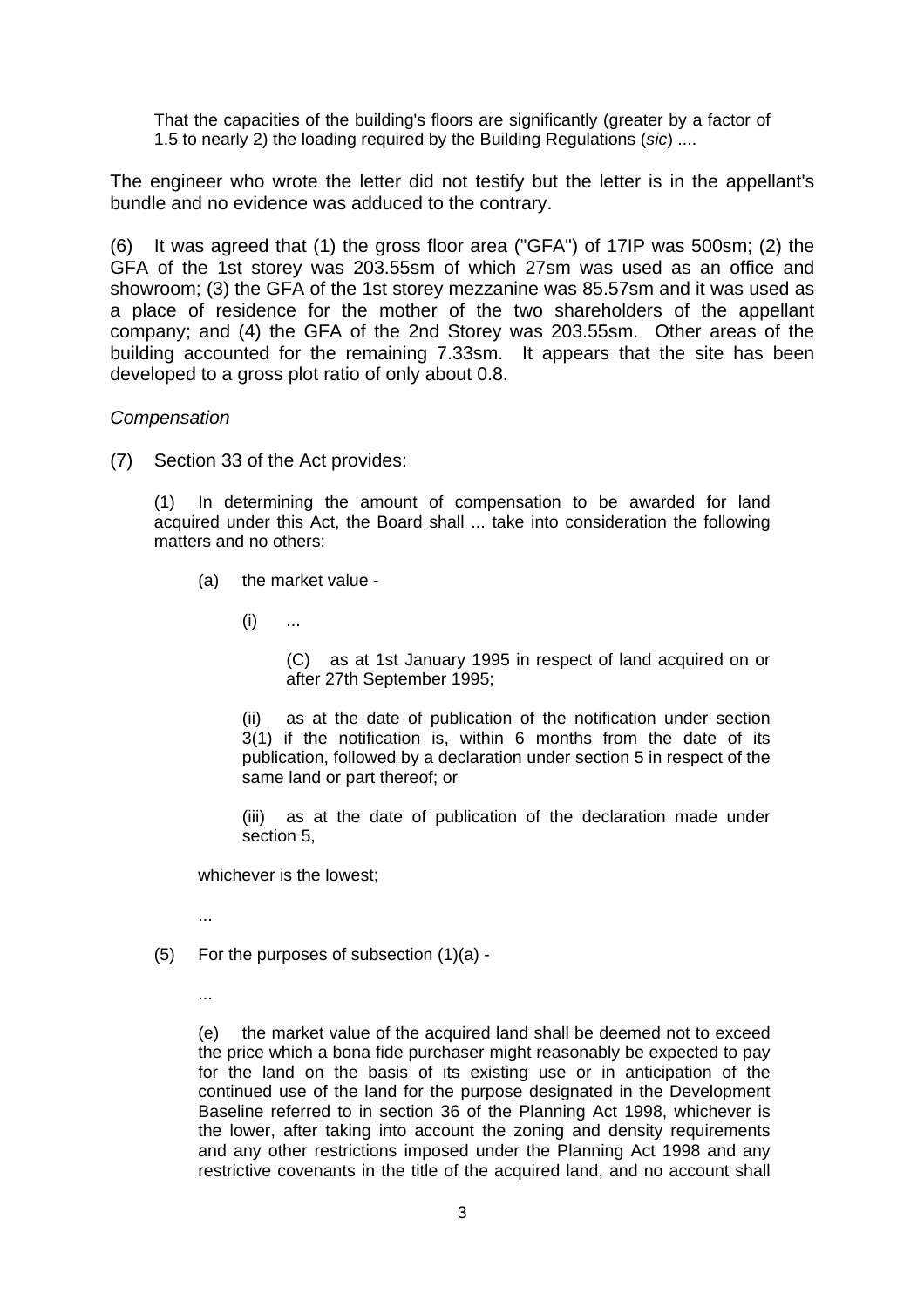> That the capacities of the building's floors are significantly (greater by a factor of 1.5 to nearly 2) the loading required by the Building Regulations (*sic*) ....

The engineer who wrote the letter did not testify but the letter is in the appellant's bundle and no evidence was adduced to the contrary.

(6) It was agreed that (1) the gross floor area ("GFA") of 17IP was 500sm; (2) the GFA of the 1st storey was 203.55sm of which 27sm was used as an office and showroom; (3) the GFA of the 1st storey mezzanine was 85.57sm and it was used as a place of residence for the mother of the two shareholders of the appellant company; and (4) the GFA of the 2nd Storey was 203.55sm. Other areas of the building accounted for the remaining 7.33sm. It appears that the site has been developed to a gross plot ratio of only about 0.8.

*Compensation*

(7) Section 33 of the Act provides:

> (1) In determining the amount of compensation to be awarded for land acquired under this Act, the Board shall ... take into consideration the following matters and no others:
>
> (a) the market value -
>
> (i) ...
>
> (C) as at 1st January 1995 in respect of land acquired on or after 27th September 1995;
>
> (ii) as at the date of publication of the notification under section 3(1) if the notification is, within 6 months from the date of its publication, followed by a declaration under section 5 in respect of the same land or part thereof; or
>
> (iii) as at the date of publication of the declaration made under section 5,
>
> whichever is the lowest;
>
> ...
>
> (5) For the purposes of subsection (1)(a) -
>
> ...
>
> (e) the market value of the acquired land shall be deemed not to exceed the price which a bona fide purchaser might reasonably be expected to pay for the land on the basis of its existing use or in anticipation of the continued use of the land for the purpose designated in the Development Baseline referred to in section 36 of the Planning Act 1998, whichever is the lower, after taking into account the zoning and density requirements and any other restrictions imposed under the Planning Act 1998 and any restrictive covenants in the title of the acquired land, and no account shall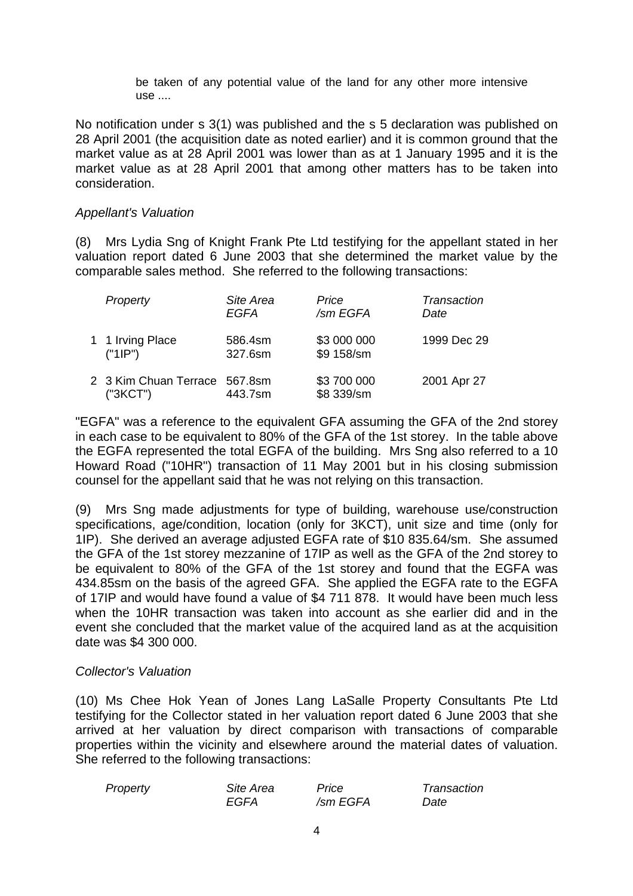> be taken of any potential value of the land for any other more intensive use ....

No notification under s 3(1) was published and the s 5 declaration was published on 28 April 2001 (the acquisition date as noted earlier) and it is common ground that the market value as at 28 April 2001 was lower than as at 1 January 1995 and it is the market value as at 28 April 2001 that among other matters has to be taken into consideration.

*Appellant's Valuation*

(8) Mrs Lydia Sng of Knight Frank Pte Ltd testifying for the appellant stated in her valuation report dated 6 June 2003 that she determined the market value by the comparable sales method. She referred to the following transactions:

| | *Property* | *Site Area EGFA* | *Price /sm EGFA* | *Transaction Date* |
|---|---|---|---|---|
| 1 | 1 Irving Place ("1IP") | 586.4sm 327.6sm | $3 000 000 $9 158/sm | 1999 Dec 29 |
| 2 | 3 Kim Chuan Terrace ("3KCT") | 567.8sm 443.7sm | $3 700 000 $8 339/sm | 2001 Apr 27 |

"EGFA" was a reference to the equivalent GFA assuming the GFA of the 2nd storey in each case to be equivalent to 80% of the GFA of the 1st storey. In the table above the EGFA represented the total EGFA of the building. Mrs Sng also referred to a 10 Howard Road ("10HR") transaction of 11 May 2001 but in his closing submission counsel for the appellant said that he was not relying on this transaction.

(9) Mrs Sng made adjustments for type of building, warehouse use/construction specifications, age/condition, location (only for 3KCT), unit size and time (only for 1IP). She derived an average adjusted EGFA rate of $10 835.64/sm. She assumed the GFA of the 1st storey mezzanine of 17IP as well as the GFA of the 2nd storey to be equivalent to 80% of the GFA of the 1st storey and found that the EGFA was 434.85sm on the basis of the agreed GFA. She applied the EGFA rate to the EGFA of 17IP and would have found a value of $4 711 878. It would have been much less when the 10HR transaction was taken into account as she earlier did and in the event she concluded that the market value of the acquired land as at the acquisition date was $4 300 000.

*Collector's Valuation*

(10) Ms Chee Hok Yean of Jones Lang LaSalle Property Consultants Pte Ltd testifying for the Collector stated in her valuation report dated 6 June 2003 that she arrived at her valuation by direct comparison with transactions of comparable properties within the vicinity and elsewhere around the material dates of valuation. She referred to the following transactions:

| *Property* | *Site Area EGFA* | *Price /sm EGFA* | *Transaction Date* |
|---|---|---|---|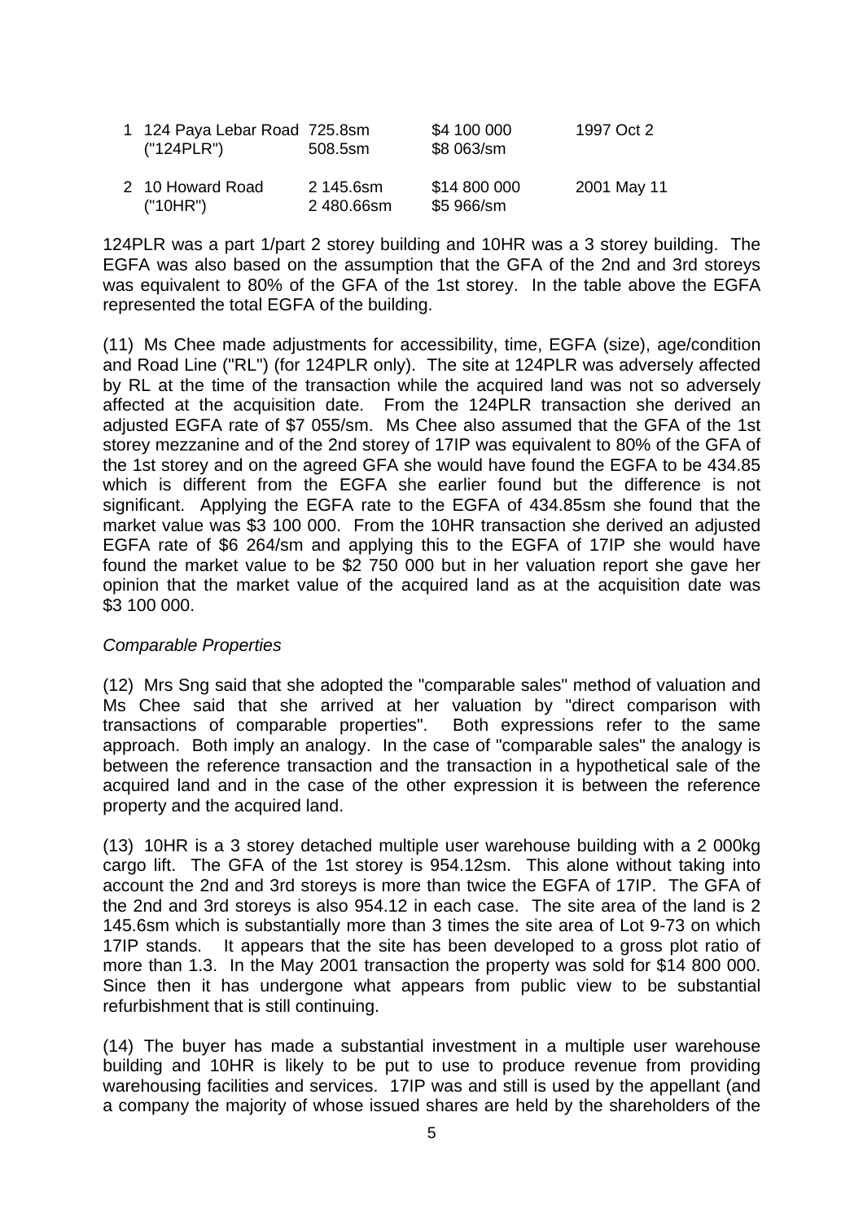| | | | | |
|---|---|---|---|---|
| 1 | 124 Paya Lebar Road ("124PLR") | 725.8sm<br>508.5sm | \$4 100 000<br>\$8 063/sm | 1997 Oct 2 |
| 2 | 10 Howard Road ("10HR") | 2 145.6sm<br>2 480.66sm | \$14 800 000<br>\$5 966/sm | 2001 May 11 |

124PLR was a part 1/part 2 storey building and 10HR was a 3 storey building. The EGFA was also based on the assumption that the GFA of the 2nd and 3rd storeys was equivalent to 80% of the GFA of the 1st storey. In the table above the EGFA represented the total EGFA of the building.

(11) Ms Chee made adjustments for accessibility, time, EGFA (size), age/condition and Road Line ("RL") (for 124PLR only). The site at 124PLR was adversely affected by RL at the time of the transaction while the acquired land was not so adversely affected at the acquisition date. From the 124PLR transaction she derived an adjusted EGFA rate of \$7 055/sm. Ms Chee also assumed that the GFA of the 1st storey mezzanine and of the 2nd storey of 17IP was equivalent to 80% of the GFA of the 1st storey and on the agreed GFA she would have found the EGFA to be 434.85 which is different from the EGFA she earlier found but the difference is not significant. Applying the EGFA rate to the EGFA of 434.85sm she found that the market value was \$3 100 000. From the 10HR transaction she derived an adjusted EGFA rate of \$6 264/sm and applying this to the EGFA of 17IP she would have found the market value to be \$2 750 000 but in her valuation report she gave her opinion that the market value of the acquired land as at the acquisition date was \$3 100 000.

*Comparable Properties*

(12) Mrs Sng said that she adopted the "comparable sales" method of valuation and Ms Chee said that she arrived at her valuation by "direct comparison with transactions of comparable properties". Both expressions refer to the same approach. Both imply an analogy. In the case of "comparable sales" the analogy is between the reference transaction and the transaction in a hypothetical sale of the acquired land and in the case of the other expression it is between the reference property and the acquired land.

(13) 10HR is a 3 storey detached multiple user warehouse building with a 2 000kg cargo lift. The GFA of the 1st storey is 954.12sm. This alone without taking into account the 2nd and 3rd storeys is more than twice the EGFA of 17IP. The GFA of the 2nd and 3rd storeys is also 954.12 in each case. The site area of the land is 2 145.6sm which is substantially more than 3 times the site area of Lot 9-73 on which 17IP stands. It appears that the site has been developed to a gross plot ratio of more than 1.3. In the May 2001 transaction the property was sold for \$14 800 000. Since then it has undergone what appears from public view to be substantial refurbishment that is still continuing.

(14) The buyer has made a substantial investment in a multiple user warehouse building and 10HR is likely to be put to use to produce revenue from providing warehousing facilities and services. 17IP was and still is used by the appellant (and a company the majority of whose issued shares are held by the shareholders of the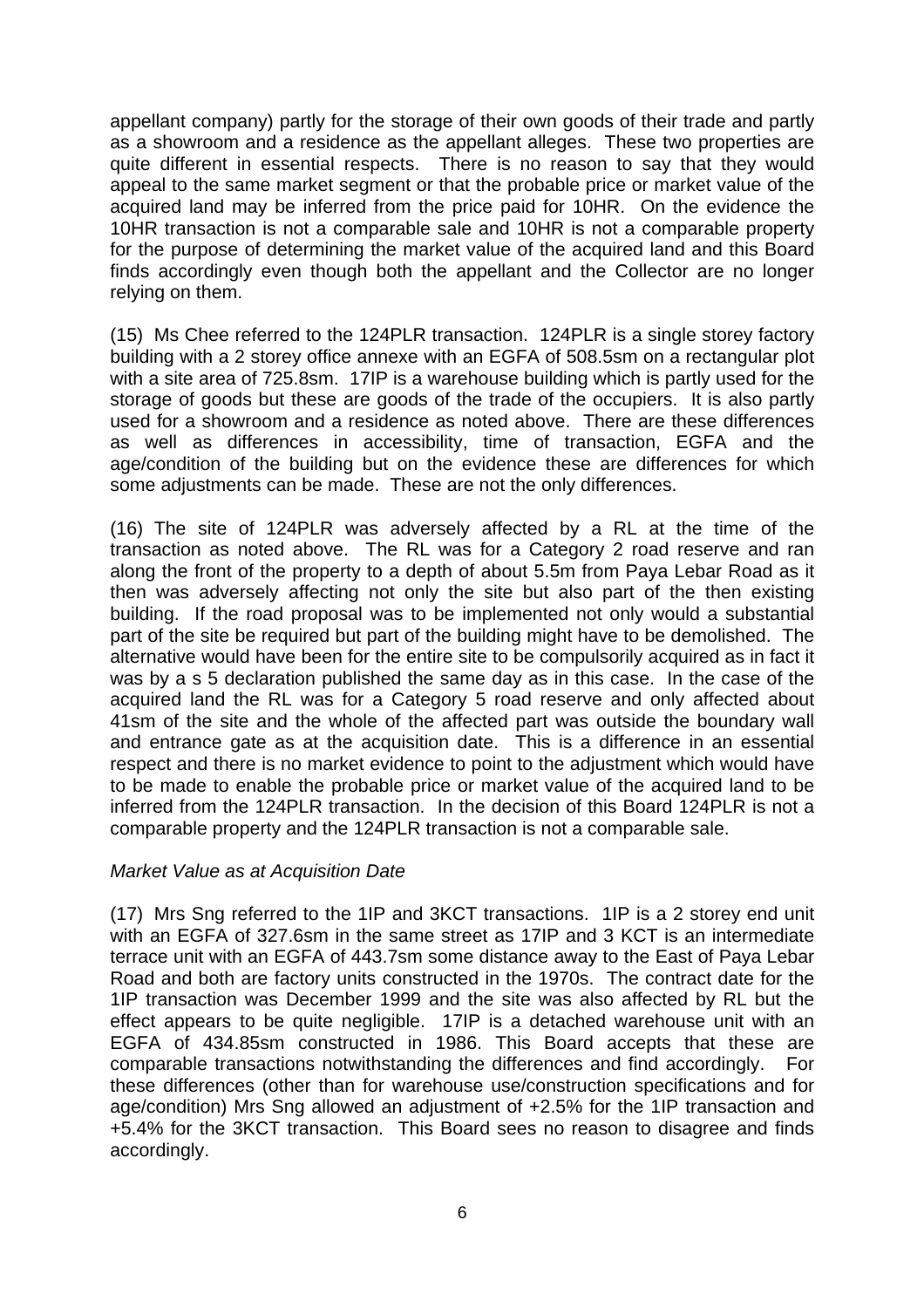appellant company) partly for the storage of their own goods of their trade and partly as a showroom and a residence as the appellant alleges. These two properties are quite different in essential respects. There is no reason to say that they would appeal to the same market segment or that the probable price or market value of the acquired land may be inferred from the price paid for 10HR. On the evidence the 10HR transaction is not a comparable sale and 10HR is not a comparable property for the purpose of determining the market value of the acquired land and this Board finds accordingly even though both the appellant and the Collector are no longer relying on them.

(15) Ms Chee referred to the 124PLR transaction. 124PLR is a single storey factory building with a 2 storey office annexe with an EGFA of 508.5sm on a rectangular plot with a site area of 725.8sm. 17IP is a warehouse building which is partly used for the storage of goods but these are goods of the trade of the occupiers. It is also partly used for a showroom and a residence as noted above. There are these differences as well as differences in accessibility, time of transaction, EGFA and the age/condition of the building but on the evidence these are differences for which some adjustments can be made. These are not the only differences.

(16) The site of 124PLR was adversely affected by a RL at the time of the transaction as noted above. The RL was for a Category 2 road reserve and ran along the front of the property to a depth of about 5.5m from Paya Lebar Road as it then was adversely affecting not only the site but also part of the then existing building. If the road proposal was to be implemented not only would a substantial part of the site be required but part of the building might have to be demolished. The alternative would have been for the entire site to be compulsorily acquired as in fact it was by a s 5 declaration published the same day as in this case. In the case of the acquired land the RL was for a Category 5 road reserve and only affected about 41sm of the site and the whole of the affected part was outside the boundary wall and entrance gate as at the acquisition date. This is a difference in an essential respect and there is no market evidence to point to the adjustment which would have to be made to enable the probable price or market value of the acquired land to be inferred from the 124PLR transaction. In the decision of this Board 124PLR is not a comparable property and the 124PLR transaction is not a comparable sale.

*Market Value as at Acquisition Date*

(17) Mrs Sng referred to the 1IP and 3KCT transactions. 1IP is a 2 storey end unit with an EGFA of 327.6sm in the same street as 17IP and 3 KCT is an intermediate terrace unit with an EGFA of 443.7sm some distance away to the East of Paya Lebar Road and both are factory units constructed in the 1970s. The contract date for the 1IP transaction was December 1999 and the site was also affected by RL but the effect appears to be quite negligible. 17IP is a detached warehouse unit with an EGFA of 434.85sm constructed in 1986. This Board accepts that these are comparable transactions notwithstanding the differences and find accordingly. For these differences (other than for warehouse use/construction specifications and for age/condition) Mrs Sng allowed an adjustment of +2.5% for the 1IP transaction and +5.4% for the 3KCT transaction. This Board sees no reason to disagree and finds accordingly.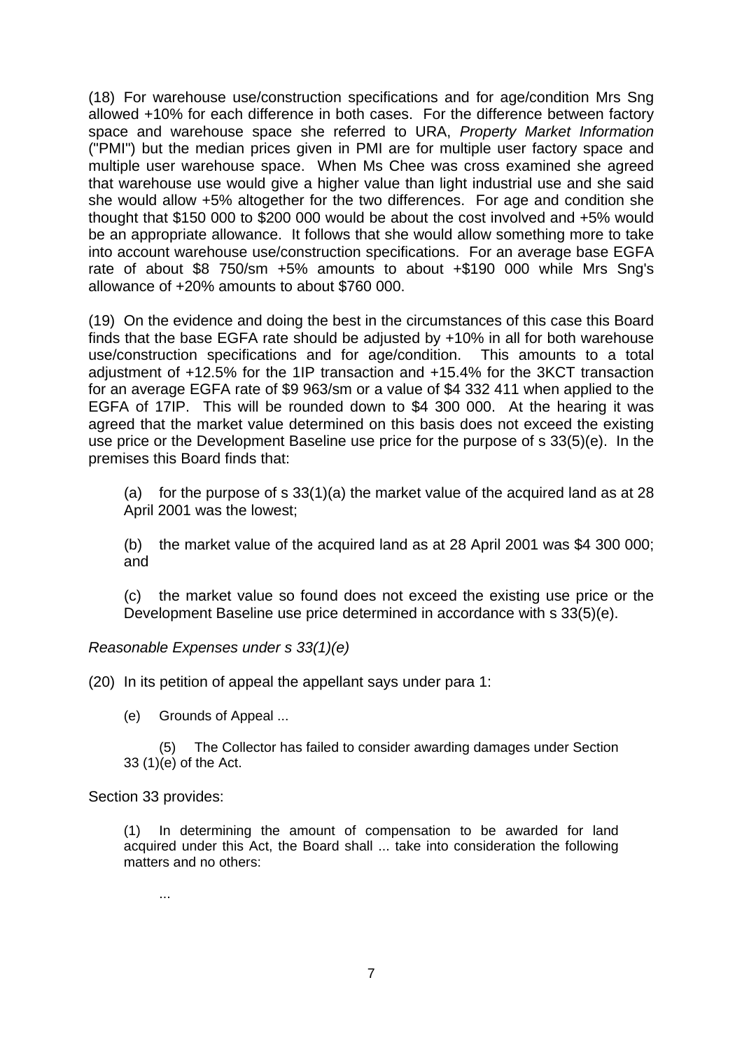(18) For warehouse use/construction specifications and for age/condition Mrs Sng allowed +10% for each difference in both cases. For the difference between factory space and warehouse space she referred to URA, *Property Market Information* ("PMI") but the median prices given in PMI are for multiple user factory space and multiple user warehouse space. When Ms Chee was cross examined she agreed that warehouse use would give a higher value than light industrial use and she said she would allow +5% altogether for the two differences. For age and condition she thought that $150 000 to $200 000 would be about the cost involved and +5% would be an appropriate allowance. It follows that she would allow something more to take into account warehouse use/construction specifications. For an average base EGFA rate of about $8 750/sm +5% amounts to about +$190 000 while Mrs Sng's allowance of +20% amounts to about $760 000.

(19) On the evidence and doing the best in the circumstances of this case this Board finds that the base EGFA rate should be adjusted by +10% in all for both warehouse use/construction specifications and for age/condition. This amounts to a total adjustment of +12.5% for the 1IP transaction and +15.4% for the 3KCT transaction for an average EGFA rate of $9 963/sm or a value of $4 332 411 when applied to the EGFA of 17IP. This will be rounded down to $4 300 000. At the hearing it was agreed that the market value determined on this basis does not exceed the existing use price or the Development Baseline use price for the purpose of s 33(5)(e). In the premises this Board finds that:

(a) for the purpose of s 33(1)(a) the market value of the acquired land as at 28 April 2001 was the lowest;

(b) the market value of the acquired land as at 28 April 2001 was $4 300 000; and

(c) the market value so found does not exceed the existing use price or the Development Baseline use price determined in accordance with s 33(5)(e).

*Reasonable Expenses under s 33(1)(e)*

(20) In its petition of appeal the appellant says under para 1:

> (e) Grounds of Appeal ...
>
> (5) The Collector has failed to consider awarding damages under Section 33 (1)(e) of the Act.

Section 33 provides:

> (1) In determining the amount of compensation to be awarded for land acquired under this Act, the Board shall ... take into consideration the following matters and no others:
>
> ...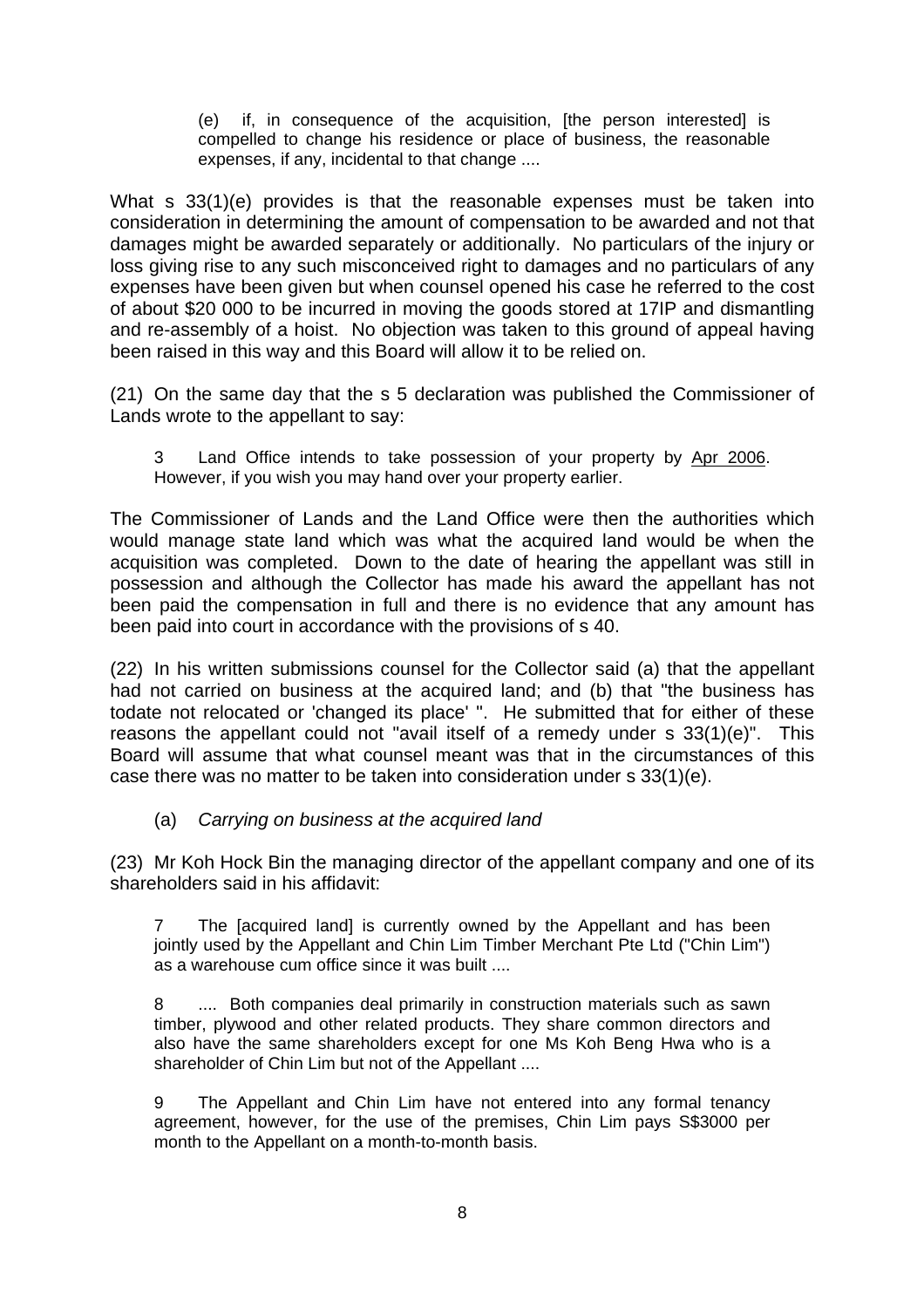> (e) if, in consequence of the acquisition, [the person interested] is compelled to change his residence or place of business, the reasonable expenses, if any, incidental to that change ....

What s 33(1)(e) provides is that the reasonable expenses must be taken into consideration in determining the amount of compensation to be awarded and not that damages might be awarded separately or additionally. No particulars of the injury or loss giving rise to any such misconceived right to damages and no particulars of any expenses have been given but when counsel opened his case he referred to the cost of about \$20 000 to be incurred in moving the goods stored at 17IP and dismantling and re-assembly of a hoist. No objection was taken to this ground of appeal having been raised in this way and this Board will allow it to be relied on.

(21) On the same day that the s 5 declaration was published the Commissioner of Lands wrote to the appellant to say:

> 3 Land Office intends to take possession of your property by <u>Apr 2006</u>. However, if you wish you may hand over your property earlier.

The Commissioner of Lands and the Land Office were then the authorities which would manage state land which was what the acquired land would be when the acquisition was completed. Down to the date of hearing the appellant was still in possession and although the Collector has made his award the appellant has not been paid the compensation in full and there is no evidence that any amount has been paid into court in accordance with the provisions of s 40.

(22) In his written submissions counsel for the Collector said (a) that the appellant had not carried on business at the acquired land; and (b) that "the business has todate not relocated or 'changed its place' ". He submitted that for either of these reasons the appellant could not "avail itself of a remedy under s 33(1)(e)". This Board will assume that what counsel meant was that in the circumstances of this case there was no matter to be taken into consideration under s 33(1)(e).

(a) *Carrying on business at the acquired land*

(23) Mr Koh Hock Bin the managing director of the appellant company and one of its shareholders said in his affidavit:

> 7 The [acquired land] is currently owned by the Appellant and has been jointly used by the Appellant and Chin Lim Timber Merchant Pte Ltd ("Chin Lim") as a warehouse cum office since it was built ....
>
> 8 .... Both companies deal primarily in construction materials such as sawn timber, plywood and other related products. They share common directors and also have the same shareholders except for one Ms Koh Beng Hwa who is a shareholder of Chin Lim but not of the Appellant ....
>
> 9 The Appellant and Chin Lim have not entered into any formal tenancy agreement, however, for the use of the premises, Chin Lim pays S\$3000 per month to the Appellant on a month-to-month basis.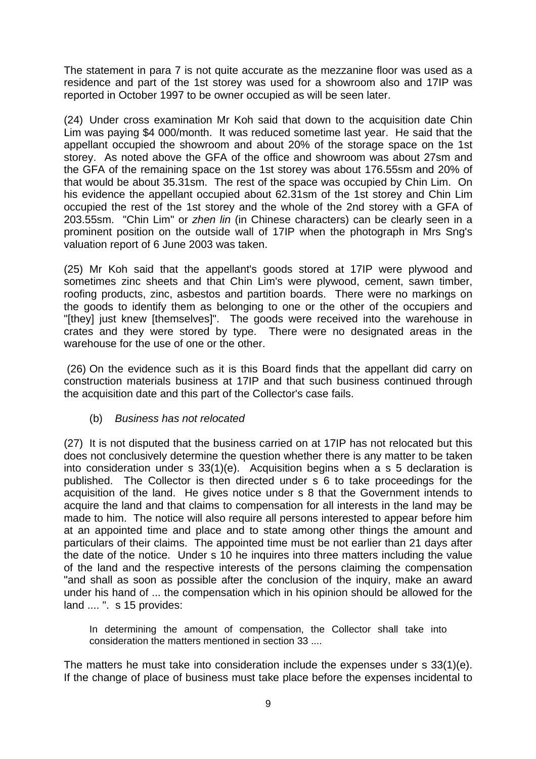The statement in para 7 is not quite accurate as the mezzanine floor was used as a residence and part of the 1st storey was used for a showroom also and 17IP was reported in October 1997 to be owner occupied as will be seen later.

(24) Under cross examination Mr Koh said that down to the acquisition date Chin Lim was paying $4 000/month. It was reduced sometime last year. He said that the appellant occupied the showroom and about 20% of the storage space on the 1st storey. As noted above the GFA of the office and showroom was about 27sm and the GFA of the remaining space on the 1st storey was about 176.55sm and 20% of that would be about 35.31sm. The rest of the space was occupied by Chin Lim. On his evidence the appellant occupied about 62.31sm of the 1st storey and Chin Lim occupied the rest of the 1st storey and the whole of the 2nd storey with a GFA of 203.55sm. "Chin Lim" or *zhen lin* (in Chinese characters) can be clearly seen in a prominent position on the outside wall of 17IP when the photograph in Mrs Sng's valuation report of 6 June 2003 was taken.

(25) Mr Koh said that the appellant's goods stored at 17IP were plywood and sometimes zinc sheets and that Chin Lim's were plywood, cement, sawn timber, roofing products, zinc, asbestos and partition boards. There were no markings on the goods to identify them as belonging to one or the other of the occupiers and "[they] just knew [themselves]". The goods were received into the warehouse in crates and they were stored by type. There were no designated areas in the warehouse for the use of one or the other.

(26) On the evidence such as it is this Board finds that the appellant did carry on construction materials business at 17IP and that such business continued through the acquisition date and this part of the Collector's case fails.

(b) *Business has not relocated*

(27) It is not disputed that the business carried on at 17IP has not relocated but this does not conclusively determine the question whether there is any matter to be taken into consideration under s 33(1)(e). Acquisition begins when a s 5 declaration is published. The Collector is then directed under s 6 to take proceedings for the acquisition of the land. He gives notice under s 8 that the Government intends to acquire the land and that claims to compensation for all interests in the land may be made to him. The notice will also require all persons interested to appear before him at an appointed time and place and to state among other things the amount and particulars of their claims. The appointed time must be not earlier than 21 days after the date of the notice. Under s 10 he inquires into three matters including the value of the land and the respective interests of the persons claiming the compensation "and shall as soon as possible after the conclusion of the inquiry, make an award under his hand of ... the compensation which in his opinion should be allowed for the land .... ". s 15 provides:

> In determining the amount of compensation, the Collector shall take into consideration the matters mentioned in section 33 ....

The matters he must take into consideration include the expenses under s 33(1)(e). If the change of place of business must take place before the expenses incidental to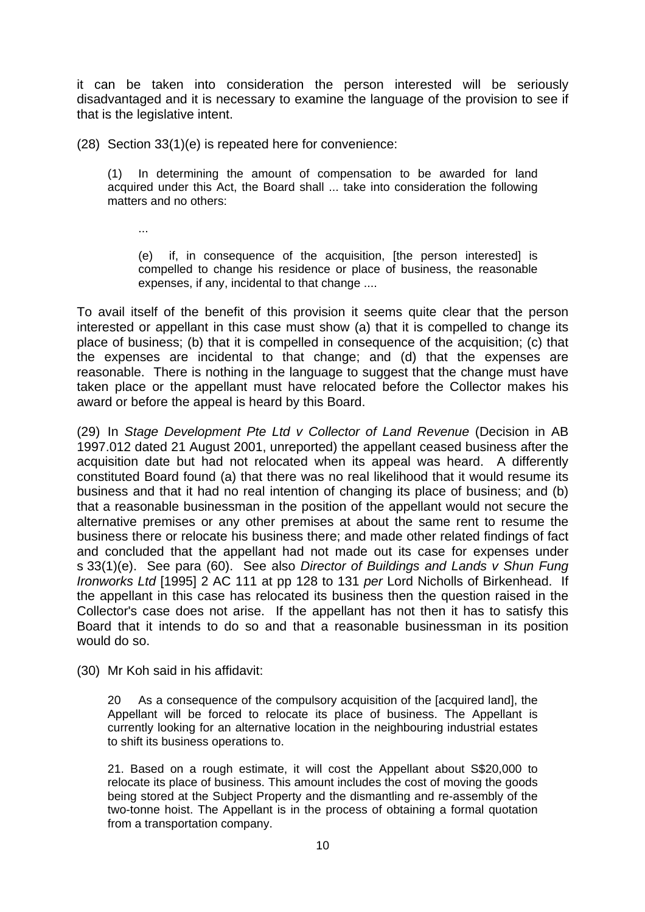it can be taken into consideration the person interested will be seriously disadvantaged and it is necessary to examine the language of the provision to see if that is the legislative intent.

(28) Section 33(1)(e) is repeated here for convenience:

> (1) In determining the amount of compensation to be awarded for land acquired under this Act, the Board shall ... take into consideration the following matters and no others:
>
> ...
>
> (e) if, in consequence of the acquisition, [the person interested] is compelled to change his residence or place of business, the reasonable expenses, if any, incidental to that change ....

To avail itself of the benefit of this provision it seems quite clear that the person interested or appellant in this case must show (a) that it is compelled to change its place of business; (b) that it is compelled in consequence of the acquisition; (c) that the expenses are incidental to that change; and (d) that the expenses are reasonable. There is nothing in the language to suggest that the change must have taken place or the appellant must have relocated before the Collector makes his award or before the appeal is heard by this Board.

(29) In *Stage Development Pte Ltd v Collector of Land Revenue* (Decision in AB 1997.012 dated 21 August 2001, unreported) the appellant ceased business after the acquisition date but had not relocated when its appeal was heard. A differently constituted Board found (a) that there was no real likelihood that it would resume its business and that it had no real intention of changing its place of business; and (b) that a reasonable businessman in the position of the appellant would not secure the alternative premises or any other premises at about the same rent to resume the business there or relocate his business there; and made other related findings of fact and concluded that the appellant had not made out its case for expenses under s 33(1)(e). See para (60). See also *Director of Buildings and Lands v Shun Fung Ironworks Ltd* [1995] 2 AC 111 at pp 128 to 131 *per* Lord Nicholls of Birkenhead. If the appellant in this case has relocated its business then the question raised in the Collector's case does not arise. If the appellant has not then it has to satisfy this Board that it intends to do so and that a reasonable businessman in its position would do so.

(30) Mr Koh said in his affidavit:

> 20 As a consequence of the compulsory acquisition of the [acquired land], the Appellant will be forced to relocate its place of business. The Appellant is currently looking for an alternative location in the neighbouring industrial estates to shift its business operations to.
>
> 21. Based on a rough estimate, it will cost the Appellant about S$20,000 to relocate its place of business. This amount includes the cost of moving the goods being stored at the Subject Property and the dismantling and re-assembly of the two-tonne hoist. The Appellant is in the process of obtaining a formal quotation from a transportation company.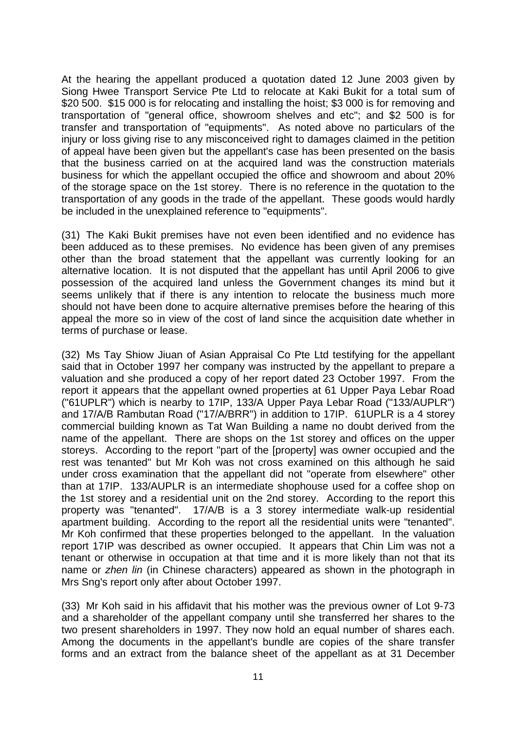At the hearing the appellant produced a quotation dated 12 June 2003 given by Siong Hwee Transport Service Pte Ltd to relocate at Kaki Bukit for a total sum of $20 500. $15 000 is for relocating and installing the hoist; $3 000 is for removing and transportation of "general office, showroom shelves and etc"; and $2 500 is for transfer and transportation of "equipments". As noted above no particulars of the injury or loss giving rise to any misconceived right to damages claimed in the petition of appeal have been given but the appellant's case has been presented on the basis that the business carried on at the acquired land was the construction materials business for which the appellant occupied the office and showroom and about 20% of the storage space on the 1st storey. There is no reference in the quotation to the transportation of any goods in the trade of the appellant. These goods would hardly be included in the unexplained reference to "equipments".

(31) The Kaki Bukit premises have not even been identified and no evidence has been adduced as to these premises. No evidence has been given of any premises other than the broad statement that the appellant was currently looking for an alternative location. It is not disputed that the appellant has until April 2006 to give possession of the acquired land unless the Government changes its mind but it seems unlikely that if there is any intention to relocate the business much more should not have been done to acquire alternative premises before the hearing of this appeal the more so in view of the cost of land since the acquisition date whether in terms of purchase or lease.

(32) Ms Tay Shiow Jiuan of Asian Appraisal Co Pte Ltd testifying for the appellant said that in October 1997 her company was instructed by the appellant to prepare a valuation and she produced a copy of her report dated 23 October 1997. From the report it appears that the appellant owned properties at 61 Upper Paya Lebar Road ("61UPLR") which is nearby to 17IP, 133/A Upper Paya Lebar Road ("133/AUPLR") and 17/A/B Rambutan Road ("17/A/BRR") in addition to 17IP. 61UPLR is a 4 storey commercial building known as Tat Wan Building a name no doubt derived from the name of the appellant. There are shops on the 1st storey and offices on the upper storeys. According to the report "part of the [property] was owner occupied and the rest was tenanted" but Mr Koh was not cross examined on this although he said under cross examination that the appellant did not "operate from elsewhere" other than at 17IP. 133/AUPLR is an intermediate shophouse used for a coffee shop on the 1st storey and a residential unit on the 2nd storey. According to the report this property was "tenanted". 17/A/B is a 3 storey intermediate walk-up residential apartment building. According to the report all the residential units were "tenanted". Mr Koh confirmed that these properties belonged to the appellant. In the valuation report 17IP was described as owner occupied. It appears that Chin Lim was not a tenant or otherwise in occupation at that time and it is more likely than not that its name or *zhen lin* (in Chinese characters) appeared as shown in the photograph in Mrs Sng's report only after about October 1997.

(33) Mr Koh said in his affidavit that his mother was the previous owner of Lot 9-73 and a shareholder of the appellant company until she transferred her shares to the two present shareholders in 1997. They now hold an equal number of shares each. Among the documents in the appellant's bundle are copies of the share transfer forms and an extract from the balance sheet of the appellant as at 31 December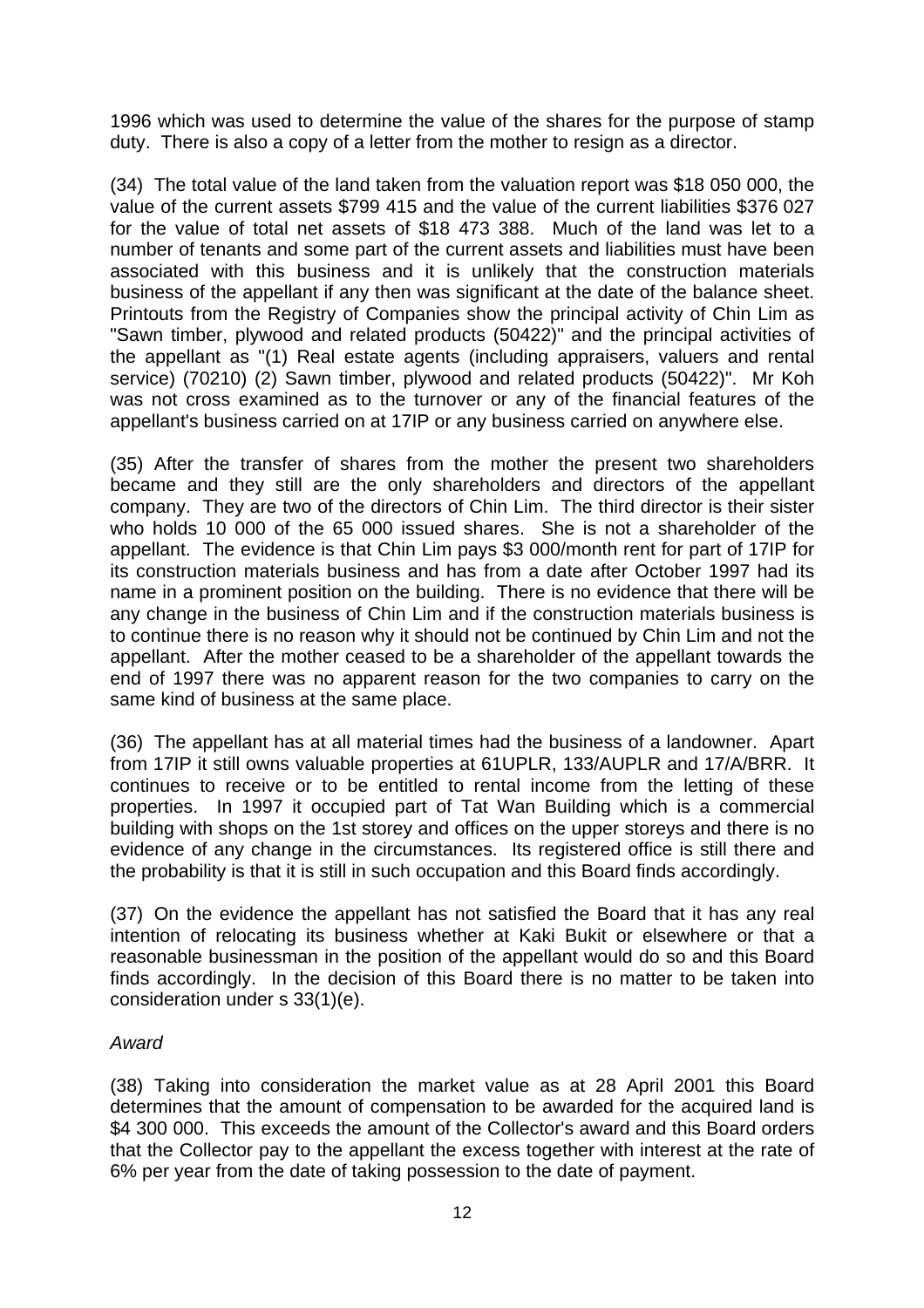1996 which was used to determine the value of the shares for the purpose of stamp duty. There is also a copy of a letter from the mother to resign as a director.

(34) The total value of the land taken from the valuation report was $18 050 000, the value of the current assets $799 415 and the value of the current liabilities $376 027 for the value of total net assets of $18 473 388. Much of the land was let to a number of tenants and some part of the current assets and liabilities must have been associated with this business and it is unlikely that the construction materials business of the appellant if any then was significant at the date of the balance sheet. Printouts from the Registry of Companies show the principal activity of Chin Lim as "Sawn timber, plywood and related products (50422)" and the principal activities of the appellant as "(1) Real estate agents (including appraisers, valuers and rental service) (70210) (2) Sawn timber, plywood and related products (50422)". Mr Koh was not cross examined as to the turnover or any of the financial features of the appellant's business carried on at 17IP or any business carried on anywhere else.

(35) After the transfer of shares from the mother the present two shareholders became and they still are the only shareholders and directors of the appellant company. They are two of the directors of Chin Lim. The third director is their sister who holds 10 000 of the 65 000 issued shares. She is not a shareholder of the appellant. The evidence is that Chin Lim pays $3 000/month rent for part of 17IP for its construction materials business and has from a date after October 1997 had its name in a prominent position on the building. There is no evidence that there will be any change in the business of Chin Lim and if the construction materials business is to continue there is no reason why it should not be continued by Chin Lim and not the appellant. After the mother ceased to be a shareholder of the appellant towards the end of 1997 there was no apparent reason for the two companies to carry on the same kind of business at the same place.

(36) The appellant has at all material times had the business of a landowner. Apart from 17IP it still owns valuable properties at 61UPLR, 133/AUPLR and 17/A/BRR. It continues to receive or to be entitled to rental income from the letting of these properties. In 1997 it occupied part of Tat Wan Building which is a commercial building with shops on the 1st storey and offices on the upper storeys and there is no evidence of any change in the circumstances. Its registered office is still there and the probability is that it is still in such occupation and this Board finds accordingly.

(37) On the evidence the appellant has not satisfied the Board that it has any real intention of relocating its business whether at Kaki Bukit or elsewhere or that a reasonable businessman in the position of the appellant would do so and this Board finds accordingly. In the decision of this Board there is no matter to be taken into consideration under s 33(1)(e).

*Award*

(38) Taking into consideration the market value as at 28 April 2001 this Board determines that the amount of compensation to be awarded for the acquired land is $4 300 000. This exceeds the amount of the Collector's award and this Board orders that the Collector pay to the appellant the excess together with interest at the rate of 6% per year from the date of taking possession to the date of payment.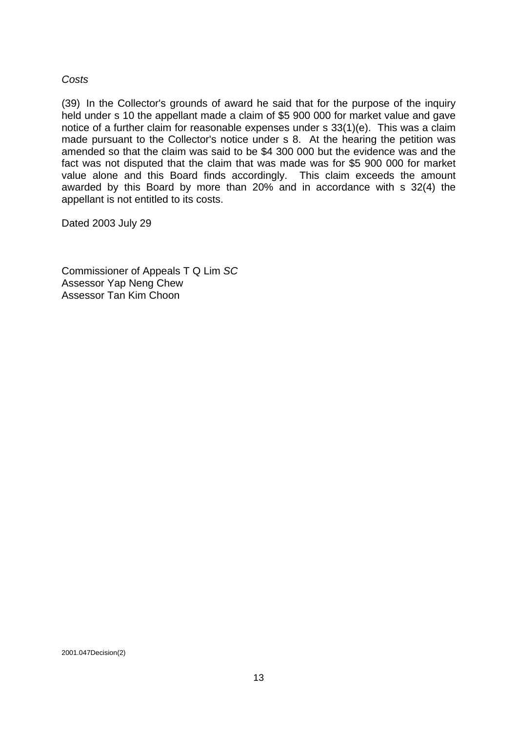*Costs*

(39) In the Collector's grounds of award he said that for the purpose of the inquiry held under s 10 the appellant made a claim of $5 900 000 for market value and gave notice of a further claim for reasonable expenses under s 33(1)(e). This was a claim made pursuant to the Collector's notice under s 8. At the hearing the petition was amended so that the claim was said to be $4 300 000 but the evidence was and the fact was not disputed that the claim that was made was for $5 900 000 for market value alone and this Board finds accordingly. This claim exceeds the amount awarded by this Board by more than 20% and in accordance with s 32(4) the appellant is not entitled to its costs.

Dated 2003 July 29

Commissioner of Appeals T Q Lim *SC*
Assessor Yap Neng Chew
Assessor Tan Kim Choon

2001.047Decision(2)